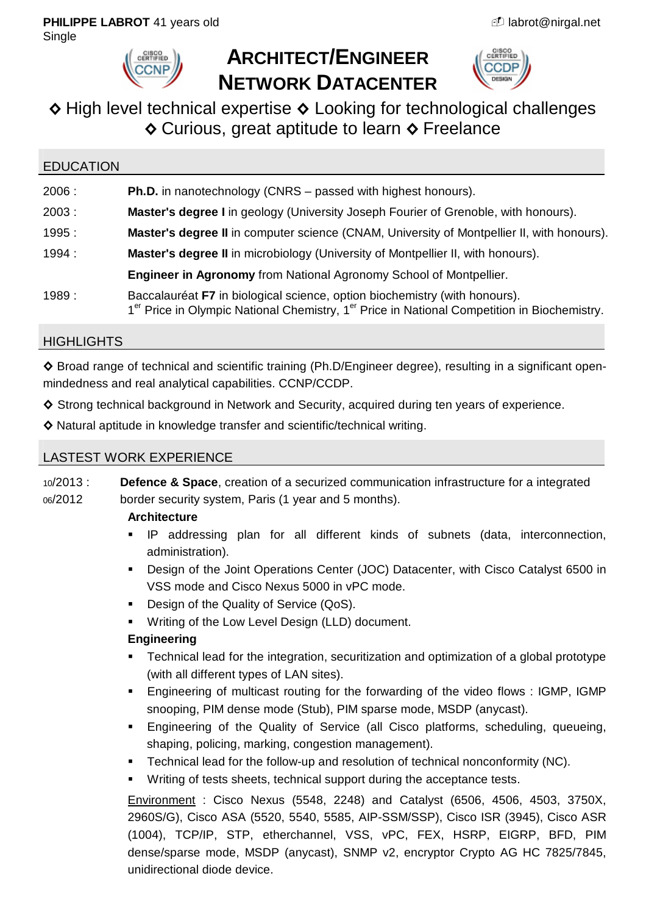**PHILIPPE LABROT** 41 years old
Single

labrot@nirgal.net

# ARCHITECT/ENGINEER NETWORK DATACENTER

◇ High level technical expertise ◇ Looking for technological challenges
◇ Curious, great aptitude to learn ◇ Freelance

## EDUCATION

2006 : **Ph.D.** in nanotechnology (CNRS – passed with highest honours).

2003 : **Master's degree I** in geology (University Joseph Fourier of Grenoble, with honours).

1995 : **Master's degree II** in computer science (CNAM, University of Montpellier II, with honours).

1994 : **Master's degree II** in microbiology (University of Montpellier II, with honours).

**Engineer in Agronomy** from National Agronomy School of Montpellier.

1989 : Baccalauréat **F7** in biological science, option biochemistry (with honours).
1[er] Price in Olympic National Chemistry, 1[er] Price in National Competition in Biochemistry.

## HIGHLIGHTS

◇ Broad range of technical and scientific training (Ph.D/Engineer degree), resulting in a significant open-mindedness and real analytical capabilities. CCNP/CCDP.

◇ Strong technical background in Network and Security, acquired during ten years of experience.

◇ Natural aptitude in knowledge transfer and scientific/technical writing.

## LASTEST WORK EXPERIENCE

10/2013 :
06/2012

**Defence & Space**, creation of a securized communication infrastructure for a integrated border security system, Paris (1 year and 5 months).

**Architecture**

- IP addressing plan for all different kinds of subnets (data, interconnection, administration).
- Design of the Joint Operations Center (JOC) Datacenter, with Cisco Catalyst 6500 in VSS mode and Cisco Nexus 5000 in vPC mode.
- Design of the Quality of Service (QoS).
- Writing of the Low Level Design (LLD) document.

**Engineering**

- Technical lead for the integration, securitization and optimization of a global prototype (with all different types of LAN sites).
- Engineering of multicast routing for the forwarding of the video flows : IGMP, IGMP snooping, PIM dense mode (Stub), PIM sparse mode, MSDP (anycast).
- Engineering of the Quality of Service (all Cisco platforms, scheduling, queueing, shaping, policing, marking, congestion management).
- Technical lead for the follow-up and resolution of technical nonconformity (NC).
- Writing of tests sheets, technical support during the acceptance tests.

Environment : Cisco Nexus (5548, 2248) and Catalyst (6506, 4506, 4503, 3750X, 2960S/G), Cisco ASA (5520, 5540, 5585, AIP-SSM/SSP), Cisco ISR (3945), Cisco ASR (1004), TCP/IP, STP, etherchannel, VSS, vPC, FEX, HSRP, EIGRP, BFD, PIM dense/sparse mode, MSDP (anycast), SNMP v2, encryptor Crypto AG HC 7825/7845, unidirectional diode device.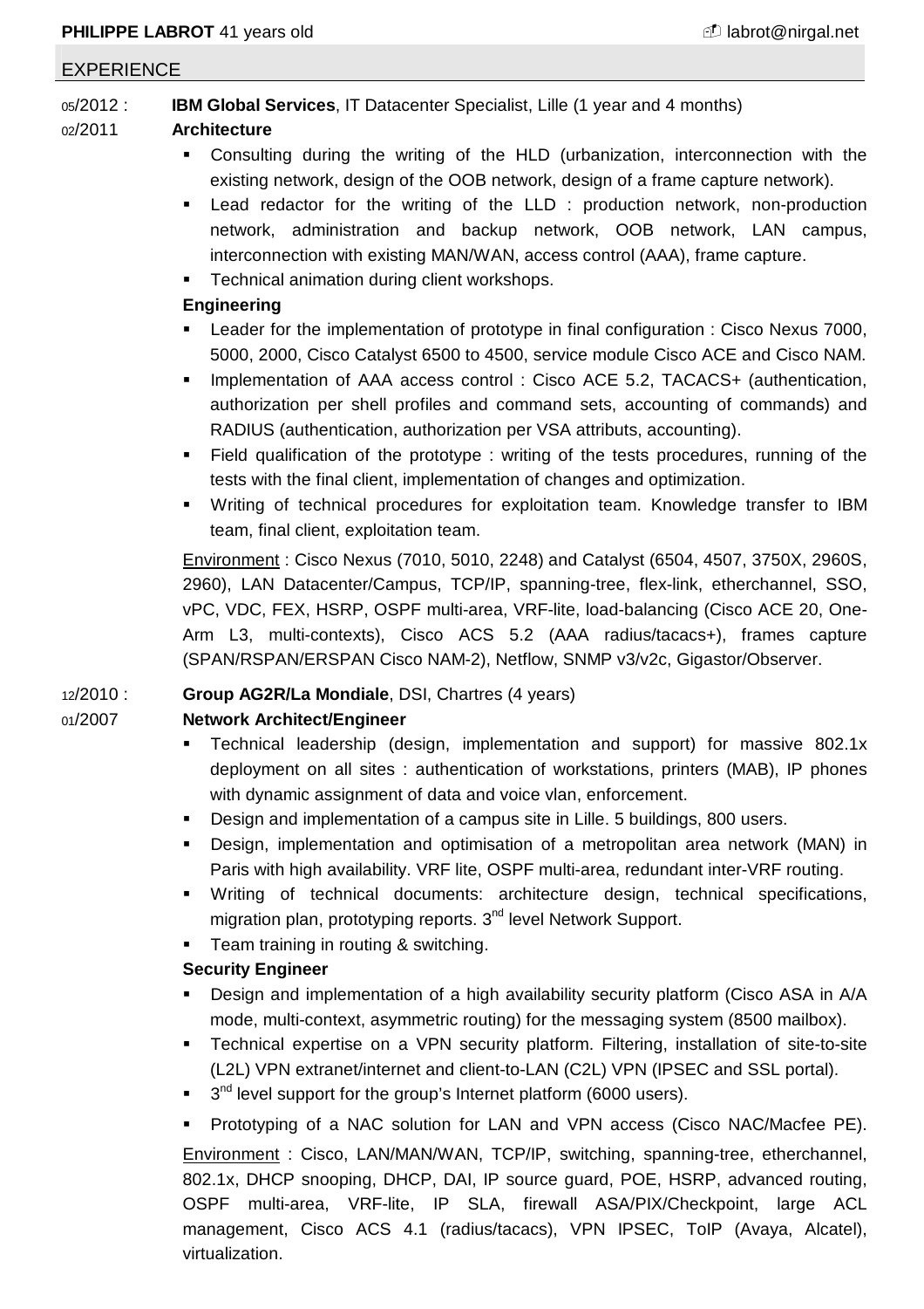**PHILIPPE LABROT** 41 years old labrot@nirgal.net

## EXPERIENCE

05/2012 : 02/2011 **IBM Global Services**, IT Datacenter Specialist, Lille (1 year and 4 months)

**Architecture**

- Consulting during the writing of the HLD (urbanization, interconnection with the existing network, design of the OOB network, design of a frame capture network).
- Lead redactor for the writing of the LLD : production network, non-production network, administration and backup network, OOB network, LAN campus, interconnection with existing MAN/WAN, access control (AAA), frame capture.
- Technical animation during client workshops.

**Engineering**

- Leader for the implementation of prototype in final configuration : Cisco Nexus 7000, 5000, 2000, Cisco Catalyst 6500 to 4500, service module Cisco ACE and Cisco NAM.
- Implementation of AAA access control : Cisco ACE 5.2, TACACS+ (authentication, authorization per shell profiles and command sets, accounting of commands) and RADIUS (authentication, authorization per VSA attributs, accounting).
- Field qualification of the prototype : writing of the tests procedures, running of the tests with the final client, implementation of changes and optimization.
- Writing of technical procedures for exploitation team. Knowledge transfer to IBM team, final client, exploitation team.

Environment : Cisco Nexus (7010, 5010, 2248) and Catalyst (6504, 4507, 3750X, 2960S, 2960), LAN Datacenter/Campus, TCP/IP, spanning-tree, flex-link, etherchannel, SSO, vPC, VDC, FEX, HSRP, OSPF multi-area, VRF-lite, load-balancing (Cisco ACE 20, One-Arm L3, multi-contexts), Cisco ACS 5.2 (AAA radius/tacacs+), frames capture (SPAN/RSPAN/ERSPAN Cisco NAM-2), Netflow, SNMP v3/v2c, Gigastor/Observer.

12/2010 : 01/2007 **Group AG2R/La Mondiale**, DSI, Chartres (4 years)

**Network Architect/Engineer**

- Technical leadership (design, implementation and support) for massive 802.1x deployment on all sites : authentication of workstations, printers (MAB), IP phones with dynamic assignment of data and voice vlan, enforcement.
- Design and implementation of a campus site in Lille. 5 buildings, 800 users.
- Design, implementation and optimisation of a metropolitan area network (MAN) in Paris with high availability. VRF lite, OSPF multi-area, redundant inter-VRF routing.
- Writing of technical documents: architecture design, technical specifications, migration plan, prototyping reports. 3rd level Network Support.
- Team training in routing & switching.

**Security Engineer**

- Design and implementation of a high availability security platform (Cisco ASA in A/A mode, multi-context, asymmetric routing) for the messaging system (8500 mailbox).
- Technical expertise on a VPN security platform. Filtering, installation of site-to-site (L2L) VPN extranet/internet and client-to-LAN (C2L) VPN (IPSEC and SSL portal).
- 3rd level support for the group's Internet platform (6000 users).
- Prototyping of a NAC solution for LAN and VPN access (Cisco NAC/Macfee PE).

Environment : Cisco, LAN/MAN/WAN, TCP/IP, switching, spanning-tree, etherchannel, 802.1x, DHCP snooping, DHCP, DAI, IP source guard, POE, HSRP, advanced routing, OSPF multi-area, VRF-lite, IP SLA, firewall ASA/PIX/Checkpoint, large ACL management, Cisco ACS 4.1 (radius/tacacs), VPN IPSEC, ToIP (Avaya, Alcatel), virtualization.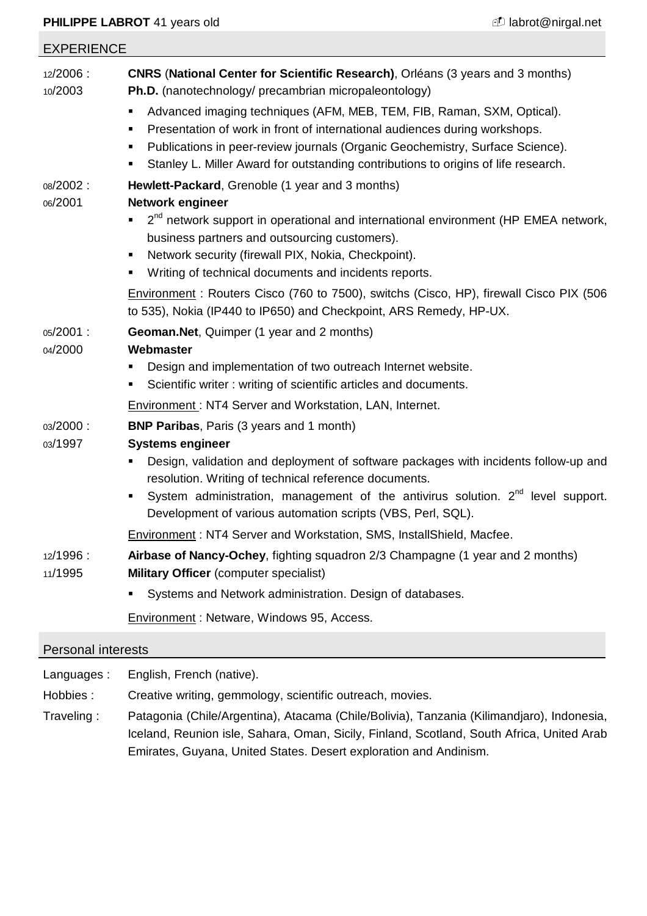**PHILIPPE LABROT** 41 years old labrot@nirgal.net

## EXPERIENCE

12/2006 : 10/2003 — **CNRS (National Center for Scientific Research)**, Orléans (3 years and 3 months)
**Ph.D.** (nanotechnology/ precambrian micropaleontology)

- Advanced imaging techniques (AFM, MEB, TEM, FIB, Raman, SXM, Optical).
- Presentation of work in front of international audiences during workshops.
- Publications in peer-review journals (Organic Geochemistry, Surface Science).
- Stanley L. Miller Award for outstanding contributions to origins of life research.

08/2002 : 06/2001 — **Hewlett-Packard**, Grenoble (1 year and 3 months)
**Network engineer**

- 2nd network support in operational and international environment (HP EMEA network, business partners and outsourcing customers).
- Network security (firewall PIX, Nokia, Checkpoint).
- Writing of technical documents and incidents reports.

Environment : Routers Cisco (760 to 7500), switchs (Cisco, HP), firewall Cisco PIX (506 to 535), Nokia (IP440 to IP650) and Checkpoint, ARS Remedy, HP-UX.

05/2001 : 04/2000 — **Geoman.Net**, Quimper (1 year and 2 months)
**Webmaster**

- Design and implementation of two outreach Internet website.
- Scientific writer : writing of scientific articles and documents.

Environment : NT4 Server and Workstation, LAN, Internet.

03/2000 : 03/1997 — **BNP Paribas**, Paris (3 years and 1 month)
**Systems engineer**

- Design, validation and deployment of software packages with incidents follow-up and resolution. Writing of technical reference documents.
- System administration, management of the antivirus solution. 2nd level support. Development of various automation scripts (VBS, Perl, SQL).

Environment : NT4 Server and Workstation, SMS, InstallShield, Macfee.

12/1996 : 11/1995 — **Airbase of Nancy-Ochey**, fighting squadron 2/3 Champagne (1 year and 2 months)
**Military Officer** (computer specialist)

- Systems and Network administration. Design of databases.

Environment : Netware, Windows 95, Access.

## Personal interests

Languages : English, French (native).

Hobbies : Creative writing, gemmology, scientific outreach, movies.

Traveling : Patagonia (Chile/Argentina), Atacama (Chile/Bolivia), Tanzania (Kilimandjaro), Indonesia, Iceland, Reunion isle, Sahara, Oman, Sicily, Finland, Scotland, South Africa, United Arab Emirates, Guyana, United States. Desert exploration and Andinism.